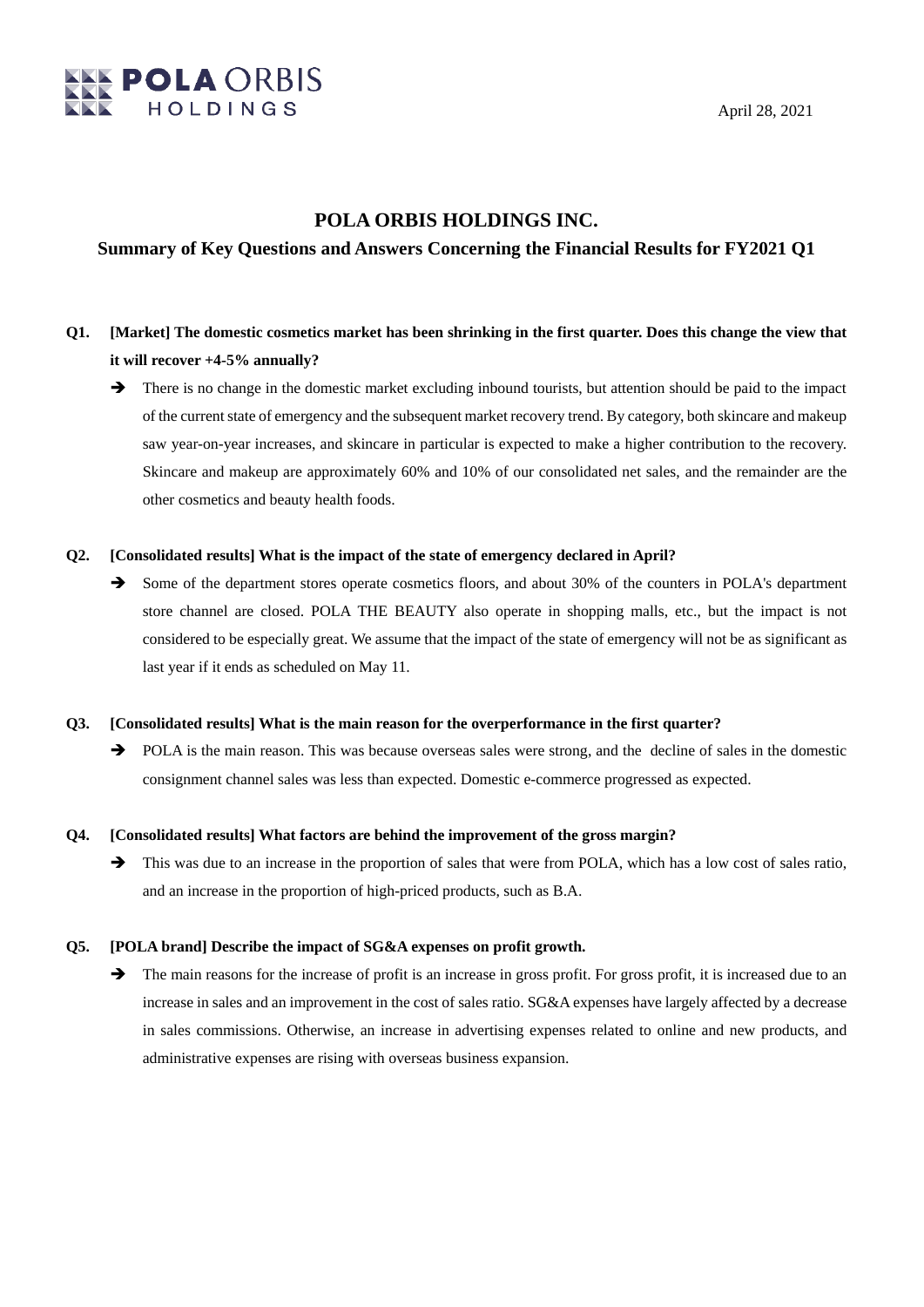April 28, 2021

# POLA ORBIS HOLDINGS INC.

## Summary of Key Questions and Answers Concerning the Financial Results for FY2021 Q1

**Q1. [Market] The domestic cosmetics market has been shrinking in the first quarter. Does this change the view that it will recover +4-5% annually?**

➔ There is no change in the domestic market excluding inbound tourists, but attention should be paid to the impact of the current state of emergency and the subsequent market recovery trend. By category, both skincare and makeup saw year-on-year increases, and skincare in particular is expected to make a higher contribution to the recovery. Skincare and makeup are approximately 60% and 10% of our consolidated net sales, and the remainder are the other cosmetics and beauty health foods.

**Q2. [Consolidated results] What is the impact of the state of emergency declared in April?**

➔ Some of the department stores operate cosmetics floors, and about 30% of the counters in POLA's department store channel are closed. POLA THE BEAUTY also operate in shopping malls, etc., but the impact is not considered to be especially great. We assume that the impact of the state of emergency will not be as significant as last year if it ends as scheduled on May 11.

**Q3. [Consolidated results] What is the main reason for the overperformance in the first quarter?**

➔ POLA is the main reason. This was because overseas sales were strong, and the decline of sales in the domestic consignment channel sales was less than expected. Domestic e-commerce progressed as expected.

**Q4. [Consolidated results] What factors are behind the improvement of the gross margin?**

➔ This was due to an increase in the proportion of sales that were from POLA, which has a low cost of sales ratio, and an increase in the proportion of high-priced products, such as B.A.

**Q5. [POLA brand] Describe the impact of SG&A expenses on profit growth.**

➔ The main reasons for the increase of profit is an increase in gross profit. For gross profit, it is increased due to an increase in sales and an improvement in the cost of sales ratio. SG&A expenses have largely affected by a decrease in sales commissions. Otherwise, an increase in advertising expenses related to online and new products, and administrative expenses are rising with overseas business expansion.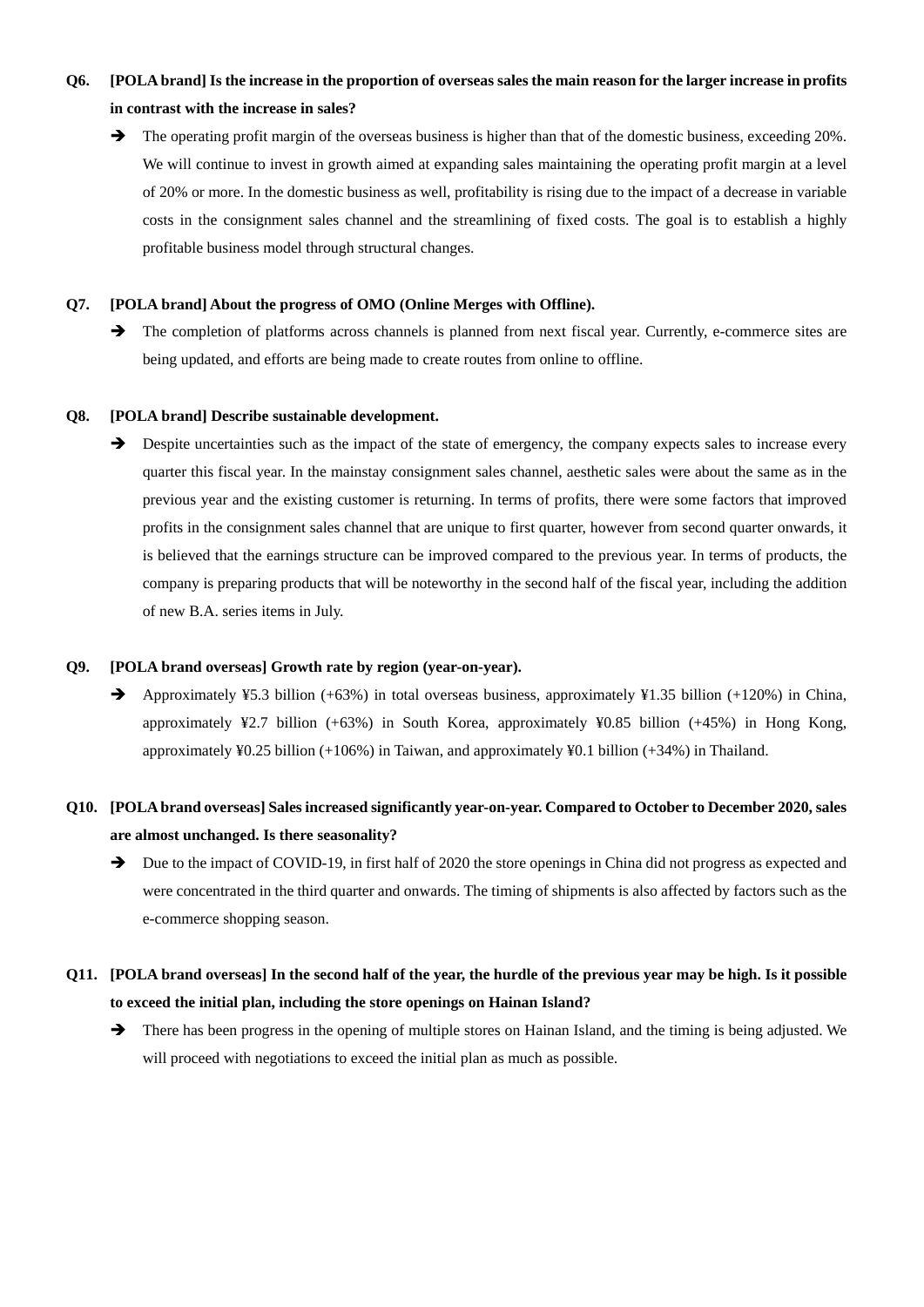**Q6. [POLA brand] Is the increase in the proportion of overseas sales the main reason for the larger increase in profits in contrast with the increase in sales?**

➔ The operating profit margin of the overseas business is higher than that of the domestic business, exceeding 20%. We will continue to invest in growth aimed at expanding sales maintaining the operating profit margin at a level of 20% or more. In the domestic business as well, profitability is rising due to the impact of a decrease in variable costs in the consignment sales channel and the streamlining of fixed costs. The goal is to establish a highly profitable business model through structural changes.

**Q7. [POLA brand] About the progress of OMO (Online Merges with Offline).**

➔ The completion of platforms across channels is planned from next fiscal year. Currently, e-commerce sites are being updated, and efforts are being made to create routes from online to offline.

**Q8. [POLA brand] Describe sustainable development.**

➔ Despite uncertainties such as the impact of the state of emergency, the company expects sales to increase every quarter this fiscal year. In the mainstay consignment sales channel, aesthetic sales were about the same as in the previous year and the existing customer is returning. In terms of profits, there were some factors that improved profits in the consignment sales channel that are unique to first quarter, however from second quarter onwards, it is believed that the earnings structure can be improved compared to the previous year. In terms of products, the company is preparing products that will be noteworthy in the second half of the fiscal year, including the addition of new B.A. series items in July.

**Q9. [POLA brand overseas] Growth rate by region (year-on-year).**

➔ Approximately ¥5.3 billion (+63%) in total overseas business, approximately ¥1.35 billion (+120%) in China, approximately ¥2.7 billion (+63%) in South Korea, approximately ¥0.85 billion (+45%) in Hong Kong, approximately ¥0.25 billion (+106%) in Taiwan, and approximately ¥0.1 billion (+34%) in Thailand.

**Q10. [POLA brand overseas] Sales increased significantly year-on-year. Compared to October to December 2020, sales are almost unchanged. Is there seasonality?**

➔ Due to the impact of COVID-19, in first half of 2020 the store openings in China did not progress as expected and were concentrated in the third quarter and onwards. The timing of shipments is also affected by factors such as the e-commerce shopping season.

**Q11. [POLA brand overseas] In the second half of the year, the hurdle of the previous year may be high. Is it possible to exceed the initial plan, including the store openings on Hainan Island?**

➔ There has been progress in the opening of multiple stores on Hainan Island, and the timing is being adjusted. We will proceed with negotiations to exceed the initial plan as much as possible.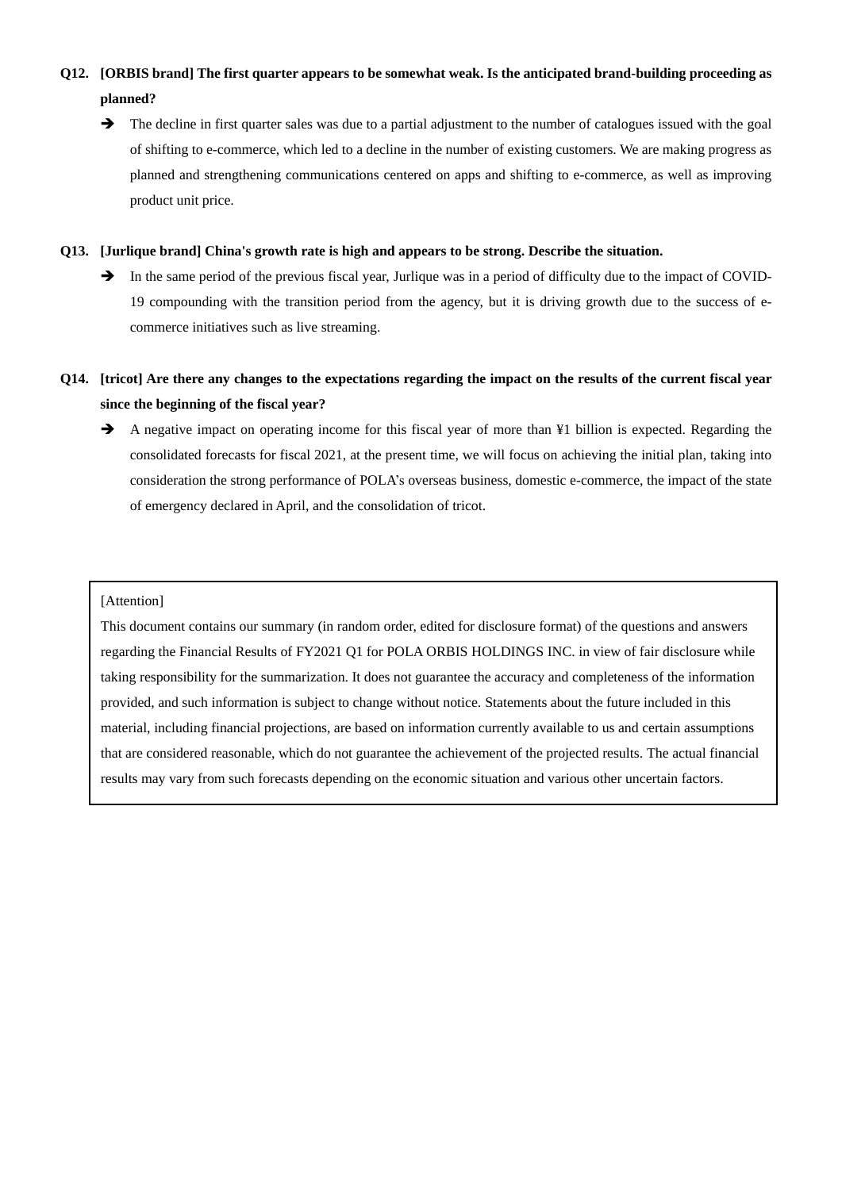**Q12. [ORBIS brand] The first quarter appears to be somewhat weak. Is the anticipated brand-building proceeding as planned?**

➔ The decline in first quarter sales was due to a partial adjustment to the number of catalogues issued with the goal of shifting to e-commerce, which led to a decline in the number of existing customers. We are making progress as planned and strengthening communications centered on apps and shifting to e-commerce, as well as improving product unit price.

**Q13. [Jurlique brand] China's growth rate is high and appears to be strong. Describe the situation.**

➔ In the same period of the previous fiscal year, Jurlique was in a period of difficulty due to the impact of COVID-19 compounding with the transition period from the agency, but it is driving growth due to the success of e-commerce initiatives such as live streaming.

**Q14. [tricot] Are there any changes to the expectations regarding the impact on the results of the current fiscal year since the beginning of the fiscal year?**

➔ A negative impact on operating income for this fiscal year of more than ¥1 billion is expected. Regarding the consolidated forecasts for fiscal 2021, at the present time, we will focus on achieving the initial plan, taking into consideration the strong performance of POLA's overseas business, domestic e-commerce, the impact of the state of emergency declared in April, and the consolidation of tricot.

[Attention]

This document contains our summary (in random order, edited for disclosure format) of the questions and answers regarding the Financial Results of FY2021 Q1 for POLA ORBIS HOLDINGS INC. in view of fair disclosure while taking responsibility for the summarization. It does not guarantee the accuracy and completeness of the information provided, and such information is subject to change without notice. Statements about the future included in this material, including financial projections, are based on information currently available to us and certain assumptions that are considered reasonable, which do not guarantee the achievement of the projected results. The actual financial results may vary from such forecasts depending on the economic situation and various other uncertain factors.